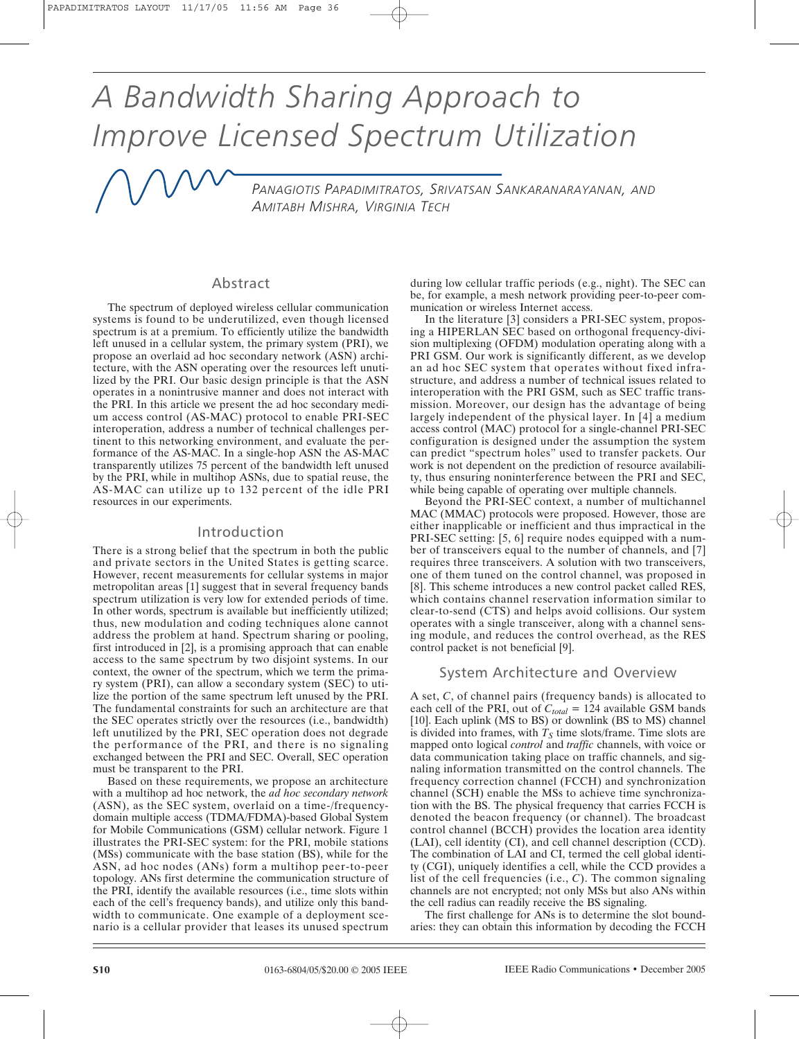# A Bandwidth Sharing Approach to Improve Licensed Spectrum Utilization

*Panagiotis Papadimitratos, Srivatsan Sankaranarayanan, and Amitabh Mishra, Virginia Tech*

## Abstract

The spectrum of deployed wireless cellular communication systems is found to be underutilized, even though licensed spectrum is at a premium. To efficiently utilize the bandwidth left unused in a cellular system, the primary system (PRI), we propose an overlaid ad hoc secondary network (ASN) architecture, with the ASN operating over the resources left unutilized by the PRI. Our basic design principle is that the ASN operates in a nonintrusive manner and does not interact with the PRI. In this article we present the ad hoc secondary medium access control (AS-MAC) protocol to enable PRI-SEC interoperation, address a number of technical challenges pertinent to this networking environment, and evaluate the performance of the AS-MAC. In a single-hop ASN the AS-MAC transparently utilizes 75 percent of the bandwidth left unused by the PRI, while in multihop ASNs, due to spatial reuse, the AS-MAC can utilize up to 132 percent of the idle PRI resources in our experiments.

## Introduction

There is a strong belief that the spectrum in both the public and private sectors in the United States is getting scarce. However, recent measurements for cellular systems in major metropolitan areas [1] suggest that in several frequency bands spectrum utilization is very low for extended periods of time. In other words, spectrum is available but inefficiently utilized; thus, new modulation and coding techniques alone cannot address the problem at hand. Spectrum sharing or pooling, first introduced in [2], is a promising approach that can enable access to the same spectrum by two disjoint systems. In our context, the owner of the spectrum, which we term the primary system (PRI), can allow a secondary system (SEC) to utilize the portion of the same spectrum left unused by the PRI. The fundamental constraints for such an architecture are that the SEC operates strictly over the resources (i.e., bandwidth) left unutilized by the PRI, SEC operation does not degrade the performance of the PRI, and there is no signaling exchanged between the PRI and SEC. Overall, SEC operation must be transparent to the PRI.

Based on these requirements, we propose an architecture with a multihop ad hoc network, the *ad hoc secondary network* (ASN), as the SEC system, overlaid on a time-/frequency-domain multiple access (TDMA/FDMA)-based Global System for Mobile Communications (GSM) cellular network. Figure 1 illustrates the PRI-SEC system: for the PRI, mobile stations (MSs) communicate with the base station (BS), while for the ASN, ad hoc nodes (ANs) form a multihop peer-to-peer topology. ANs first determine the communication structure of the PRI, identify the available resources (i.e., time slots within each of the cell's frequency bands), and utilize only this bandwidth to communicate. One example of a deployment scenario is a cellular provider that leases its unused spectrum during low cellular traffic periods (e.g., night). The SEC can be, for example, a mesh network providing peer-to-peer communication or wireless Internet access.

In the literature [3] considers a PRI-SEC system, proposing a HIPERLAN SEC based on orthogonal frequency-division multiplexing (OFDM) modulation operating along with a PRI GSM. Our work is significantly different, as we develop an ad hoc SEC system that operates without fixed infrastructure, and address a number of technical issues related to interoperation with the PRI GSM, such as SEC traffic transmission. Moreover, our design has the advantage of being largely independent of the physical layer. In [4] a medium access control (MAC) protocol for a single-channel PRI-SEC configuration is designed under the assumption the system can predict "spectrum holes" used to transfer packets. Our work is not dependent on the prediction of resource availability, thus ensuring noninterference between the PRI and SEC, while being capable of operating over multiple channels.

Beyond the PRI-SEC context, a number of multichannel MAC (MMAC) protocols were proposed. However, those are either inapplicable or inefficient and thus impractical in the PRI-SEC setting: [5, 6] require nodes equipped with a number of transceivers equal to the number of channels, and [7] requires three transceivers. A solution with two transceivers, one of them tuned on the control channel, was proposed in [8]. This scheme introduces a new control packet called RES, which contains channel reservation information similar to clear-to-send (CTS) and helps avoid collisions. Our system operates with a single transceiver, along with a channel sensing module, and reduces the control overhead, as the RES control packet is not beneficial [9].

## System Architecture and Overview

A set, $C$, of channel pairs (frequency bands) is allocated to each cell of the PRI, out of $C_{total}$ = 124 available GSM bands [10]. Each uplink (MS to BS) or downlink (BS to MS) channel is divided into frames, with $T_S$ time slots/frame. Time slots are mapped onto logical *control* and *traffic* channels, with voice or data communication taking place on traffic channels, and signaling information transmitted on the control channels. The frequency correction channel (FCCH) and synchronization channel (SCH) enable the MSs to achieve time synchronization with the BS. The physical frequency that carries FCCH is denoted the beacon frequency (or channel). The broadcast control channel (BCCH) provides the location area identity (LAI), cell identity (CI), and cell channel description (CCD). The combination of LAI and CI, termed the cell global identity (CGI), uniquely identifies a cell, while the CCD provides a list of the cell frequencies (i.e., $C$). The common signaling channels are not encrypted; not only MSs but also ANs within the cell radius can readily receive the BS signaling.

The first challenge for ANs is to determine the slot boundaries: they can obtain this information by decoding the FCCH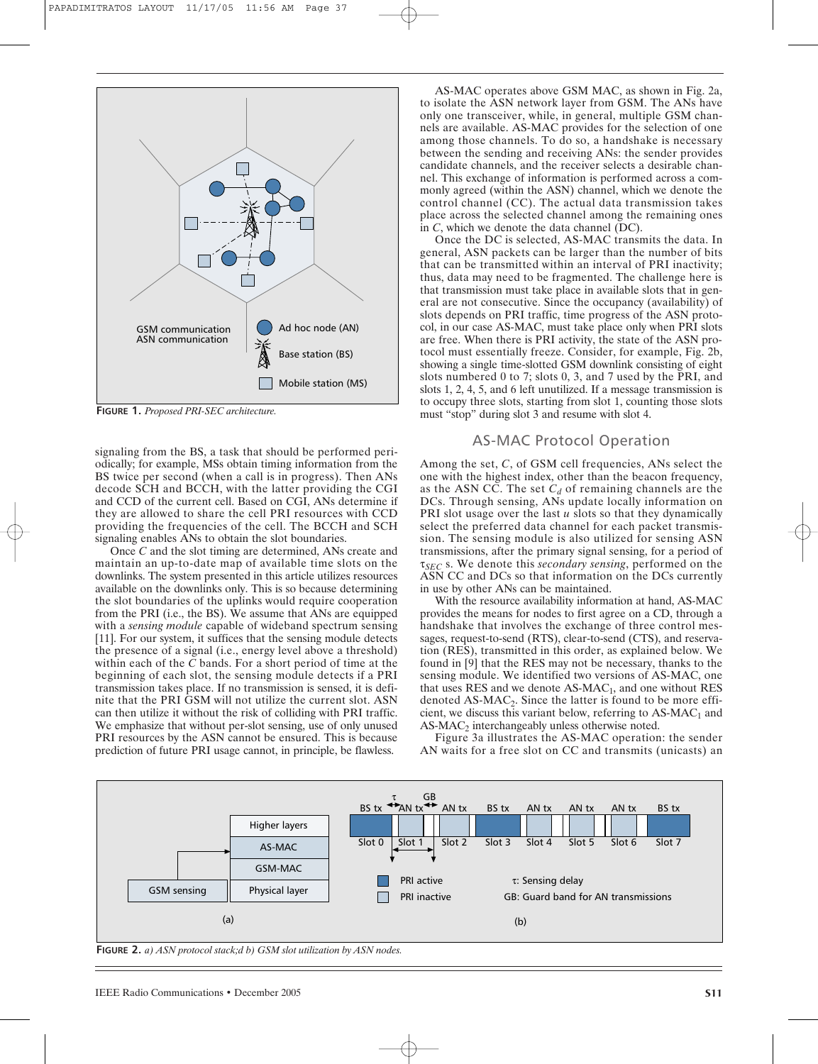FIGURE 1. *Proposed PRI-SEC architecture.*

signaling from the BS, a task that should be performed periodically; for example, MSs obtain timing information from the BS twice per second (when a call is in progress). Then ANs decode SCH and BCCH, with the latter providing the CGI and CCD of the current cell. Based on CGI, ANs determine if they are allowed to share the cell PRI resources with CCD providing the frequencies of the cell. The BCCH and SCH signaling enables ANs to obtain the slot boundaries.

Once *C* and the slot timing are determined, ANs create and maintain an up-to-date map of available time slots on the downlinks. The system presented in this article utilizes resources available on the downlinks only. This is so because determining the slot boundaries of the uplinks would require cooperation from the PRI (i.e., the BS). We assume that ANs are equipped with a *sensing module* capable of wideband spectrum sensing [11]. For our system, it suffices that the sensing module detects the presence of a signal (i.e., energy level above a threshold) within each of the *C* bands. For a short period of time at the beginning of each slot, the sensing module detects if a PRI transmission takes place. If no transmission is sensed, it is definite that the PRI GSM will not utilize the current slot. ASN can then utilize it without the risk of colliding with PRI traffic. We emphasize that without per-slot sensing, use of only unused PRI resources by the ASN cannot be ensured. This is because prediction of future PRI usage cannot, in principle, be flawless.

AS-MAC operates above GSM MAC, as shown in Fig. 2a, to isolate the ASN network layer from GSM. The ANs have only one transceiver, while, in general, multiple GSM channels are available. AS-MAC provides for the selection of one among those channels. To do so, a handshake is necessary between the sending and receiving ANs: the sender provides candidate channels, and the receiver selects a desirable channel. This exchange of information is performed across a commonly agreed (within the ASN) channel, which we denote the control channel (CC). The actual data transmission takes place across the selected channel among the remaining ones in *C*, which we denote the data channel (DC).

Once the DC is selected, AS-MAC transmits the data. In general, ASN packets can be larger than the number of bits that can be transmitted within an interval of PRI inactivity; thus, data may need to be fragmented. The challenge here is that transmission must take place in available slots that in general are not consecutive. Since the occupancy (availability) of slots depends on PRI traffic, time progress of the ASN protocol, in our case AS-MAC, must take place only when PRI slots are free. When there is PRI activity, the state of the ASN protocol must essentially freeze. Consider, for example, Fig. 2b, showing a single time-slotted GSM downlink consisting of eight slots numbered 0 to 7; slots 0, 3, and 7 used by the PRI, and slots 1, 2, 4, 5, and 6 left unutilized. If a message transmission is to occupy three slots, starting from slot 1, counting those slots must "stop" during slot 3 and resume with slot 4.

## AS-MAC Protocol Operation

Among the set, *C*, of GSM cell frequencies, ANs select the one with the highest index, other than the beacon frequency, as the ASN CC. The set $C_d$ of remaining channels are the DCs. Through sensing, ANs update locally information on PRI slot usage over the last $u$ slots so that they dynamically select the preferred data channel for each packet transmission. The sensing module is also utilized for sensing ASN transmissions, after the primary signal sensing, for a period of $\tau_{SEC}$ s. We denote this *secondary sensing*, performed on the ASN CC and DCs so that information on the DCs currently in use by other ANs can be maintained.

With the resource availability information at hand, AS-MAC provides the means for nodes to first agree on a CD, through a handshake that involves the exchange of three control messages, request-to-send (RTS), clear-to-send (CTS), and reservation (RES), transmitted in this order, as explained below. We found in [9] that the RES may not be necessary, thanks to the sensing module. We identified two versions of AS-MAC, one that uses RES and we denote AS-$MAC_1$, and one without RES denoted AS-$MAC_2$. Since the latter is found to be more efficient, we discuss this variant below, referring to AS-$MAC_1$ and AS-$MAC_2$ interchangeably unless otherwise noted.

Figure 3a illustrates the AS-MAC operation: the sender AN waits for a free slot on CC and transmits (unicasts) an

FIGURE 2. *a) ASN protocol stack;d b) GSM slot utilization by ASN nodes.*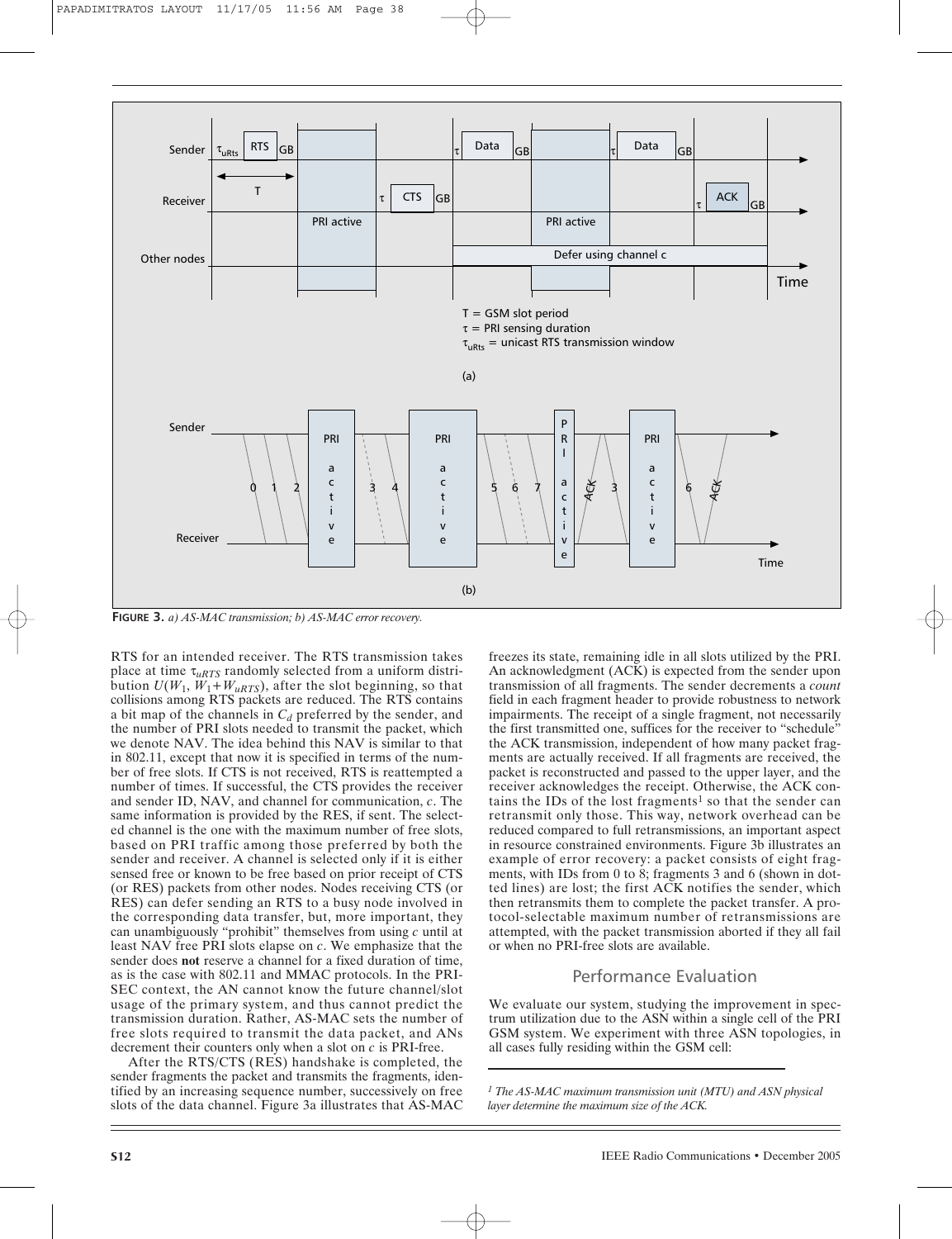T = GSM slot period

τ = PRI sensing duration

$\tau_{uRts}$ = unicast RTS transmission window

(a)

(b)

**FIGURE 3.** *a) AS-MAC transmission; b) AS-MAC error recovery.*

RTS for an intended receiver. The RTS transmission takes place at time $\tau_{uRTS}$ randomly selected from a uniform distribution $U(W_1, W_1+W_{uRTS})$, after the slot beginning, so that collisions among RTS packets are reduced. The RTS contains a bit map of the channels in $C_d$ preferred by the sender, and the number of PRI slots needed to transmit the packet, which we denote NAV. The idea behind this NAV is similar to that in 802.11, except that now it is specified in terms of the number of free slots. If CTS is not received, RTS is reattempted a number of times. If successful, the CTS provides the receiver and sender ID, NAV, and channel for communication, *c*. The same information is provided by the RES, if sent. The selected channel is the one with the maximum number of free slots, based on PRI traffic among those preferred by both the sender and receiver. A channel is selected only if it is either sensed free or known to be free based on prior receipt of CTS (or RES) packets from other nodes. Nodes receiving CTS (or RES) can defer sending an RTS to a busy node involved in the corresponding data transfer, but, more important, they can unambiguously "prohibit" themselves from using *c* until at least NAV free PRI slots elapse on *c*. We emphasize that the sender does **not** reserve a channel for a fixed duration of time, as is the case with 802.11 and MMAC protocols. In the PRI-SEC context, the AN cannot know the future channel/slot usage of the primary system, and thus cannot predict the transmission duration. Rather, AS-MAC sets the number of free slots required to transmit the data packet, and ANs decrement their counters only when a slot on *c* is PRI-free.

After the RTS/CTS (RES) handshake is completed, the sender fragments the packet and transmits the fragments, identified by an increasing sequence number, successively on free slots of the data channel. Figure 3a illustrates that AS-MAC freezes its state, remaining idle in all slots utilized by the PRI. An acknowledgment (ACK) is expected from the sender upon transmission of all fragments. The sender decrements a *count* field in each fragment header to provide robustness to network impairments. The receipt of a single fragment, not necessarily the first transmitted one, suffices for the receiver to "schedule" the ACK transmission, independent of how many packet fragments are actually received. If all fragments are received, the packet is reconstructed and passed to the upper layer, and the receiver acknowledges the receipt. Otherwise, the ACK contains the IDs of the lost fragments[1] so that the sender can retransmit only those. This way, network overhead can be reduced compared to full retransmissions, an important aspect in resource constrained environments. Figure 3b illustrates an example of error recovery: a packet consists of eight fragments, with IDs from 0 to 8; fragments 3 and 6 (shown in dotted lines) are lost; the first ACK notifies the sender, which then retransmits them to complete the packet transfer. A protocol-selectable maximum number of retransmissions are attempted, with the packet transmission aborted if they all fail or when no PRI-free slots are available.

## Performance Evaluation

We evaluate our system, studying the improvement in spectrum utilization due to the ASN within a single cell of the PRI GSM system. We experiment with three ASN topologies, in all cases fully residing within the GSM cell:

[1] *The AS-MAC maximum transmission unit (MTU) and ASN physical layer determine the maximum size of the ACK.*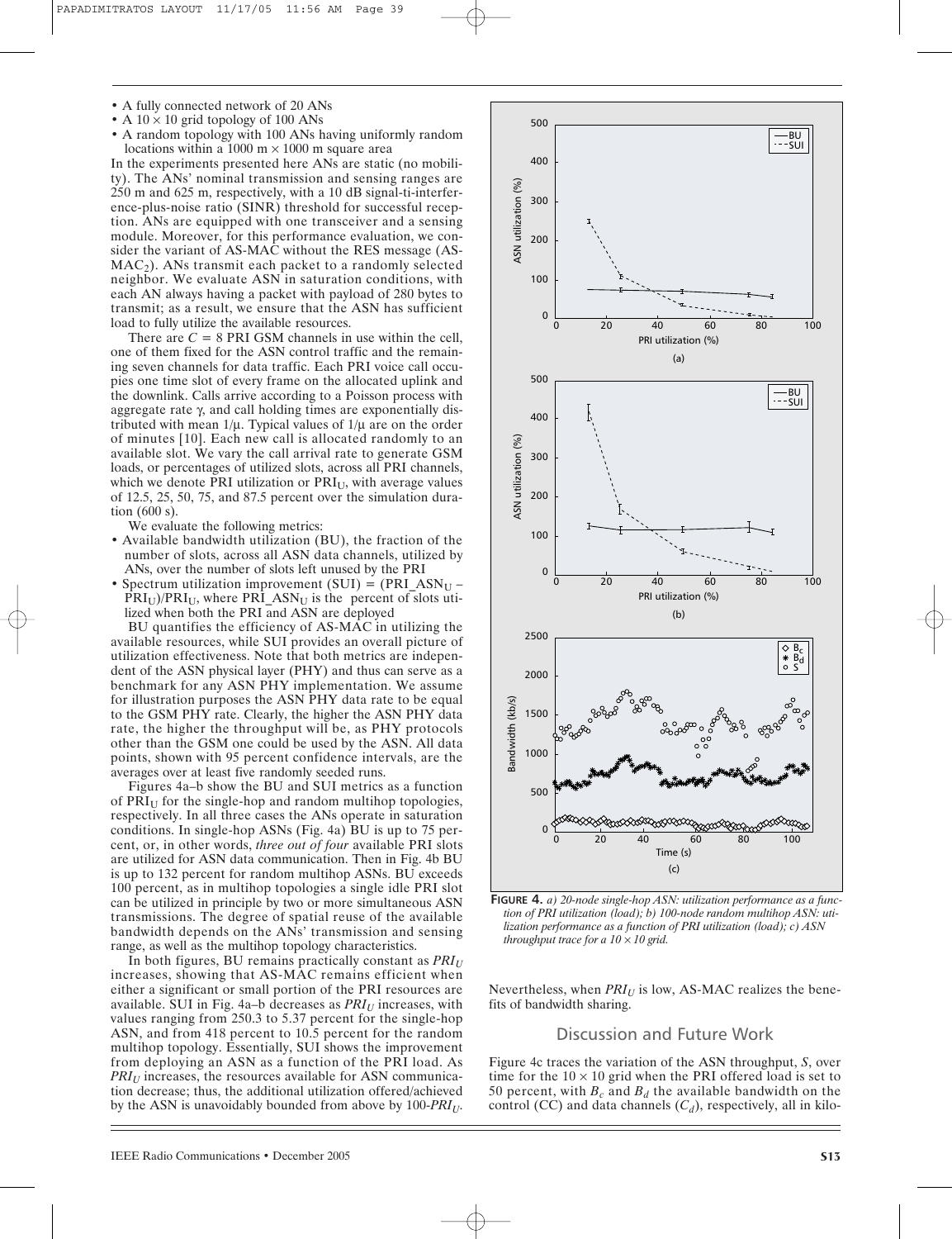- A fully connected network of 20 ANs
- A $10 \times 10$ grid topology of 100 ANs
- A random topology with 100 ANs having uniformly random locations within a 1000 m $\times$ 1000 m square area

In the experiments presented here ANs are static (no mobility). The ANs' nominal transmission and sensing ranges are 250 m and 625 m, respectively, with a 10 dB signal-ti-interference-plus-noise ratio (SINR) threshold for successful reception. ANs are equipped with one transceiver and a sensing module. Moreover, for this performance evaluation, we consider the variant of AS-MAC without the RES message (AS-$MAC_2$). ANs transmit each packet to a randomly selected neighbor. We evaluate ASN in saturation conditions, with each AN always having a packet with payload of 280 bytes to transmit; as a result, we ensure that the ASN has sufficient load to fully utilize the available resources.

There are $C = 8$ PRI GSM channels in use within the cell, one of them fixed for the ASN control traffic and the remaining seven channels for data traffic. Each PRI voice call occupies one time slot of every frame on the allocated uplink and the downlink. Calls arrive according to a Poisson process with aggregate rate $\gamma$, and call holding times are exponentially distributed with mean $1/\mu$. Typical values of $1/\mu$ are on the order of minutes [10]. Each new call is allocated randomly to an available slot. We vary the call arrival rate to generate GSM loads, or percentages of utilized slots, across all PRI channels, which we denote PRI utilization or $PRI_U$, with average values of 12.5, 25, 50, 75, and 87.5 percent over the simulation duration (600 s).

We evaluate the following metrics:

- Available bandwidth utilization (BU), the fraction of the number of slots, across all ASN data channels, utilized by ANs, over the number of slots left unused by the PRI
- Spectrum utilization improvement (SUI) = $(PRI\_ASN_U - PRI_U)/PRI_U$, where $PRI\_ASN_U$ is the percent of slots utilized when both the PRI and ASN are deployed

BU quantifies the efficiency of AS-MAC in utilizing the available resources, while SUI provides an overall picture of utilization effectiveness. Note that both metrics are independent of the ASN physical layer (PHY) and thus can serve as a benchmark for any ASN PHY implementation. We assume for illustration purposes the ASN PHY data rate to be equal to the GSM PHY rate. Clearly, the higher the ASN PHY data rate, the higher the throughput will be, as PHY protocols other than the GSM one could be used by the ASN. All data points, shown with 95 percent confidence intervals, are the averages over at least five randomly seeded runs.

Figures 4a–b show the BU and SUI metrics as a function of $PRI_U$ for the single-hop and random multihop topologies, respectively. In all three cases the ANs operate in saturation conditions. In single-hop ASNs (Fig. 4a) BU is up to 75 percent, or, in other words, *three out of four* available PRI slots are utilized for ASN data communication. Then in Fig. 4b BU is up to 132 percent for random multihop ASNs. BU exceeds 100 percent, as in multihop topologies a single idle PRI slot can be utilized in principle by two or more simultaneous ASN transmissions. The degree of spatial reuse of the available bandwidth depends on the ANs' transmission and sensing range, as well as the multihop topology characteristics.

In both figures, BU remains practically constant as $PRI_U$ increases, showing that AS-MAC remains efficient when either a significant or small portion of the PRI resources are available. SUI in Fig. 4a–b decreases as $PRI_U$ increases, with values ranging from 250.3 to 5.37 percent for the single-hop ASN, and from 418 percent to 10.5 percent for the random multihop topology. Essentially, SUI shows the improvement from deploying an ASN as a function of the PRI load. As $PRI_U$ increases, the resources available for ASN communication decrease; thus, the additional utilization offered/achieved by the ASN is unavoidably bounded from above by 100-$PRI_U$. Nevertheless, when $PRI_U$ is low, AS-MAC realizes the benefits of bandwidth sharing.

**FIGURE 4.** *a) 20-node single-hop ASN: utilization performance as a function of PRI utilization (load); b) 100-node random multihop ASN: utilization performance as a function of PRI utilization (load); c) ASN throughput trace for a $10 \times 10$ grid.*

## Discussion and Future Work

Figure 4c traces the variation of the ASN throughput, $S$, over time for the $10 \times 10$ grid when the PRI offered load is set to 50 percent, with $B_c$ and $B_d$ the available bandwidth on the control (CC) and data channels ($C_d$), respectively, all in kilo-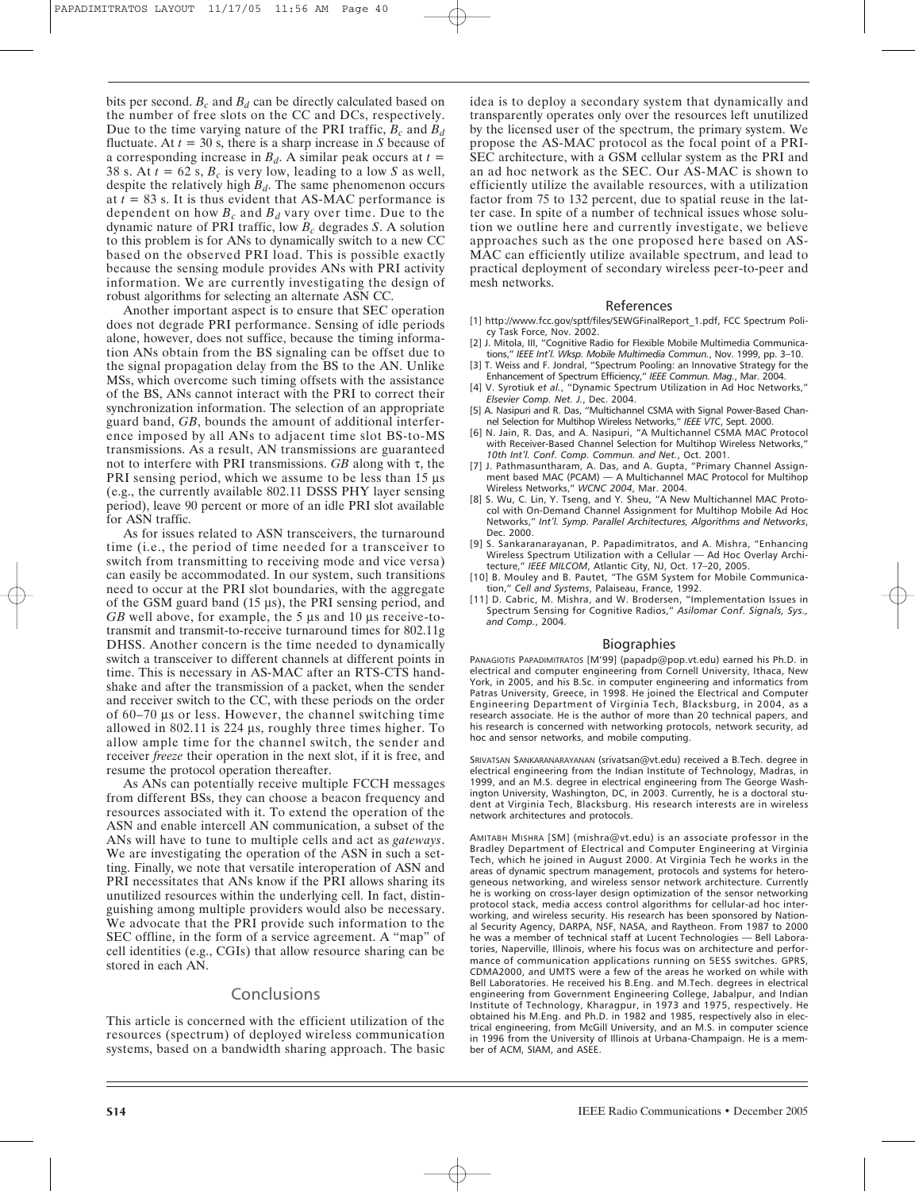bits per second. $B_c$ and $B_d$ can be directly calculated based on the number of free slots on the CC and DCs, respectively. Due to the time varying nature of the PRI traffic, $B_c$ and $B_d$ fluctuate. At $t = 30$ s, there is a sharp increase in $S$ because of a corresponding increase in $B_d$. A similar peak occurs at $t = 38$ s. At $t = 62$ s, $B_c$ is very low, leading to a low $S$ as well, despite the relatively high $B_d$. The same phenomenon occurs at $t = 83$ s. It is thus evident that AS-MAC performance is dependent on how $B_c$ and $B_d$ vary over time. Due to the dynamic nature of PRI traffic, low $B_c$ degrades $S$. A solution to this problem is for ANs to dynamically switch to a new CC based on the observed PRI load. This is possible exactly because the sensing module provides ANs with PRI activity information. We are currently investigating the design of robust algorithms for selecting an alternate ASN CC.

Another important aspect is to ensure that SEC operation does not degrade PRI performance. Sensing of idle periods alone, however, does not suffice, because the timing information ANs obtain from the BS signaling can be offset due to the signal propagation delay from the BS to the AN. Unlike MSs, which overcome such timing offsets with the assistance of the BS, ANs cannot interact with the PRI to correct their synchronization information. The selection of an appropriate guard band, *GB*, bounds the amount of additional interference imposed by all ANs to adjacent time slot BS-to-MS transmissions. As a result, AN transmissions are guaranteed not to interfere with PRI transmissions. *GB* along with $\tau$, the PRI sensing period, which we assume to be less than 15 μs (e.g., the currently available 802.11 DSSS PHY layer sensing period), leave 90 percent or more of an idle PRI slot available for ASN traffic.

As for issues related to ASN transceivers, the turnaround time (i.e., the period of time needed for a transceiver to switch from transmitting to receiving mode and vice versa) can easily be accommodated. In our system, such transitions need to occur at the PRI slot boundaries, with the aggregate of the GSM guard band (15 μs), the PRI sensing period, and *GB* well above, for example, the 5 μs and 10 μs receive-to-transmit and transmit-to-receive turnaround times for 802.11g DHSS. Another concern is the time needed to dynamically switch a transceiver to different channels at different points in time. This is necessary in AS-MAC after an RTS-CTS handshake and after the transmission of a packet, when the sender and receiver switch to the CC, with these periods on the order of 60–70 μs or less. However, the channel switching time allowed in 802.11 is 224 μs, roughly three times higher. To allow ample time for the channel switch, the sender and receiver *freeze* their operation in the next slot, if it is free, and resume the protocol operation thereafter.

As ANs can potentially receive multiple FCCH messages from different BSs, they can choose a beacon frequency and resources associated with it. To extend the operation of the ASN and enable intercell AN communication, a subset of the ANs will have to tune to multiple cells and act as *gateways*. We are investigating the operation of the ASN in such a setting. Finally, we note that versatile interoperation of ASN and PRI necessitates that ANs know if the PRI allows sharing its unutilized resources within the underlying cell. In fact, distinguishing among multiple providers would also be necessary. We advocate that the PRI provide such information to the SEC offline, in the form of a service agreement. A "map" of cell identities (e.g., CGIs) that allow resource sharing can be stored in each AN.

## Conclusions

This article is concerned with the efficient utilization of the resources (spectrum) of deployed wireless communication systems, based on a bandwidth sharing approach. The basic idea is to deploy a secondary system that dynamically and transparently operates only over the resources left unutilized by the licensed user of the spectrum, the primary system. We propose the AS-MAC protocol as the focal point of a PRI-SEC architecture, with a GSM cellular system as the PRI and an ad hoc network as the SEC. Our AS-MAC is shown to efficiently utilize the available resources, with a utilization factor from 75 to 132 percent, due to spatial reuse in the latter case. In spite of a number of technical issues whose solution we outline here and currently investigate, we believe approaches such as the one proposed here based on AS-MAC can efficiently utilize available spectrum, and lead to practical deployment of secondary wireless peer-to-peer and mesh networks.

## References

[1] http://www.fcc.gov/sptf/files/SEWGFinalReport_1.pdf, FCC Spectrum Policy Task Force, Nov. 2002.

[2] J. Mitola, III, "Cognitive Radio for Flexible Mobile Multimedia Communications," *IEEE Int'l. Wksp. Mobile Multimedia Commun.*, Nov. 1999, pp. 3–10.

[3] T. Weiss and F. Jondral, "Spectrum Pooling: an Innovative Strategy for the Enhancement of Spectrum Efficiency," *IEEE Commun. Mag.*, Mar. 2004.

[4] V. Syrotiuk *et al.*, "Dynamic Spectrum Utilization in Ad Hoc Networks," *Elsevier Comp. Net. J.*, Dec. 2004.

[5] A. Nasipuri and R. Das, "Multichannel CSMA with Signal Power-Based Channel Selection for Multihop Wireless Networks," *IEEE VTC*, Sept. 2000.

[6] N. Jain, R. Das, and A. Nasipuri, "A Multichannel CSMA MAC Protocol with Receiver-Based Channel Selection for Multihop Wireless Networks," *10th Int'l. Conf. Comp. Commun. and Net.*, Oct. 2001.

[7] J. Pathmasuntharam, A. Das, and A. Gupta, "Primary Channel Assignment based MAC (PCAM) — A Multichannel MAC Protocol for Multihop Wireless Networks," *WCNC 2004*, Mar. 2004.

[8] S. Wu, C. Lin, Y. Tseng, and Y. Sheu, "A New Multichannel MAC Protocol with On-Demand Channel Assignment for Multihop Mobile Ad Hoc Networks," *Int'l. Symp. Parallel Architectures, Algorithms and Networks*, Dec. 2000.

[9] S. Sankaranarayanan, P. Papadimitratos, and A. Mishra, "Enhancing Wireless Spectrum Utilization with a Cellular — Ad Hoc Overlay Architecture," *IEEE MILCOM*, Atlantic City, NJ, Oct. 17–20, 2005.

[10] B. Mouley and B. Pautet, "The GSM System for Mobile Communication," *Cell and Systems*, Palaiseau, France, 1992.

[11] D. Cabric, M. Mishra, and W. Brodersen, "Implementation Issues in Spectrum Sensing for Cognitive Radios," *Asilomar Conf. Signals, Sys., and Comp.*, 2004.

## Biographies

PANAGIOTIS PAPADIMITRATOS [M'99] (papadp@pop.vt.edu) earned his Ph.D. in electrical and computer engineering from Cornell University, Ithaca, New York, in 2005, and his B.Sc. in computer engineering and informatics from Patras University, Greece, in 1998. He joined the Electrical and Computer Engineering Department of Virginia Tech, Blacksburg, in 2004, as a research associate. He is the author of more than 20 technical papers, and his research is concerned with networking protocols, network security, ad hoc and sensor networks, and mobile computing.

SRIVATSAN SANKARANARAYANAN (srivatsan@vt.edu) received a B.Tech. degree in electrical engineering from the Indian Institute of Technology, Madras, in 1999, and an M.S. degree in electrical engineering from The George Washington University, Washington, DC, in 2003. Currently, he is a doctoral student at Virginia Tech, Blacksburg. His research interests are in wireless network architectures and protocols.

AMITABH MISHRA [SM] (mishra@vt.edu) is an associate professor in the Bradley Department of Electrical and Computer Engineering at Virginia Tech, which he joined in August 2000. At Virginia Tech he works in the areas of dynamic spectrum management, protocols and systems for heterogeneous networking, and wireless sensor network architecture. Currently he is working on cross-layer design optimization of the sensor networking protocol stack, media access control algorithms for cellular-ad hoc interworking, and wireless security. His research has been sponsored by National Security Agency, DARPA, NSF, NASA, and Raytheon. From 1987 to 2000 he was a member of technical staff at Lucent Technologies — Bell Laboratories, Naperville, Illinois, where his focus was on architecture and performance of communication applications running on 5ESS switches. GPRS, CDMA2000, and UMTS were a few of the areas he worked on while with Bell Laboratories. He received his B.Eng. and M.Tech. degrees in electrical engineering from Government Engineering College, Jabalpur, and Indian Institute of Technology, Kharagpur, in 1973 and 1975, respectively. He obtained his M.Eng. and Ph.D. in 1982 and 1985, respectively also in electrical engineering, from McGill University, and an M.S. in computer science in 1996 from the University of Illinois at Urbana-Champaign. He is a member of ACM, SIAM, and ASEE.